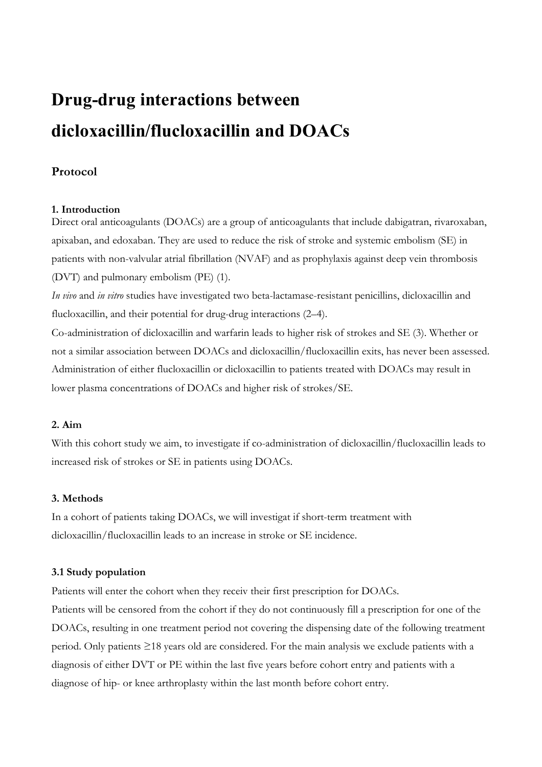# Drug-drug interactions between dicloxacillin/flucloxacillin and DOACs

## Protocol

### 1. Introduction

Direct oral anticoagulants (DOACs) are a group of anticoagulants that include dabigatran, rivaroxaban, apixaban, and edoxaban. They are used to reduce the risk of stroke and systemic embolism (SE) in patients with non-valvular atrial fibrillation (NVAF) and as prophylaxis against deep vein thrombosis (DVT) and pulmonary embolism (PE) (1).

*In vivo* and *in vitro* studies have investigated two beta-lactamase-resistant penicillins, dicloxacillin and flucloxacillin, and their potential for drug-drug interactions (2–4).

Co-administration of dicloxacillin and warfarin leads to higher risk of strokes and SE (3). Whether or not a similar association between DOACs and dicloxacillin/flucloxacillin exits, has never been assessed. Administration of either flucloxacillin or dicloxacillin to patients treated with DOACs may result in lower plasma concentrations of DOACs and higher risk of strokes/SE.

### 2. Aim

With this cohort study we aim, to investigate if co-administration of dicloxacillin/flucloxacillin leads to increased risk of strokes or SE in patients using DOACs.

### 3. Methods

In a cohort of patients taking DOACs, we will investigat if short-term treatment with dicloxacillin/flucloxacillin leads to an increase in stroke or SE incidence.

### 3.1 Study population

Patients will enter the cohort when they receiv their first prescription for DOACs.

Patients will be censored from the cohort if they do not continuously fill a prescription for one of the DOACs, resulting in one treatment period not covering the dispensing date of the following treatment period. Only patients ≥18 years old are considered. For the main analysis we exclude patients with a diagnosis of either DVT or PE within the last five years before cohort entry and patients with a diagnose of hip- or knee arthroplasty within the last month before cohort entry.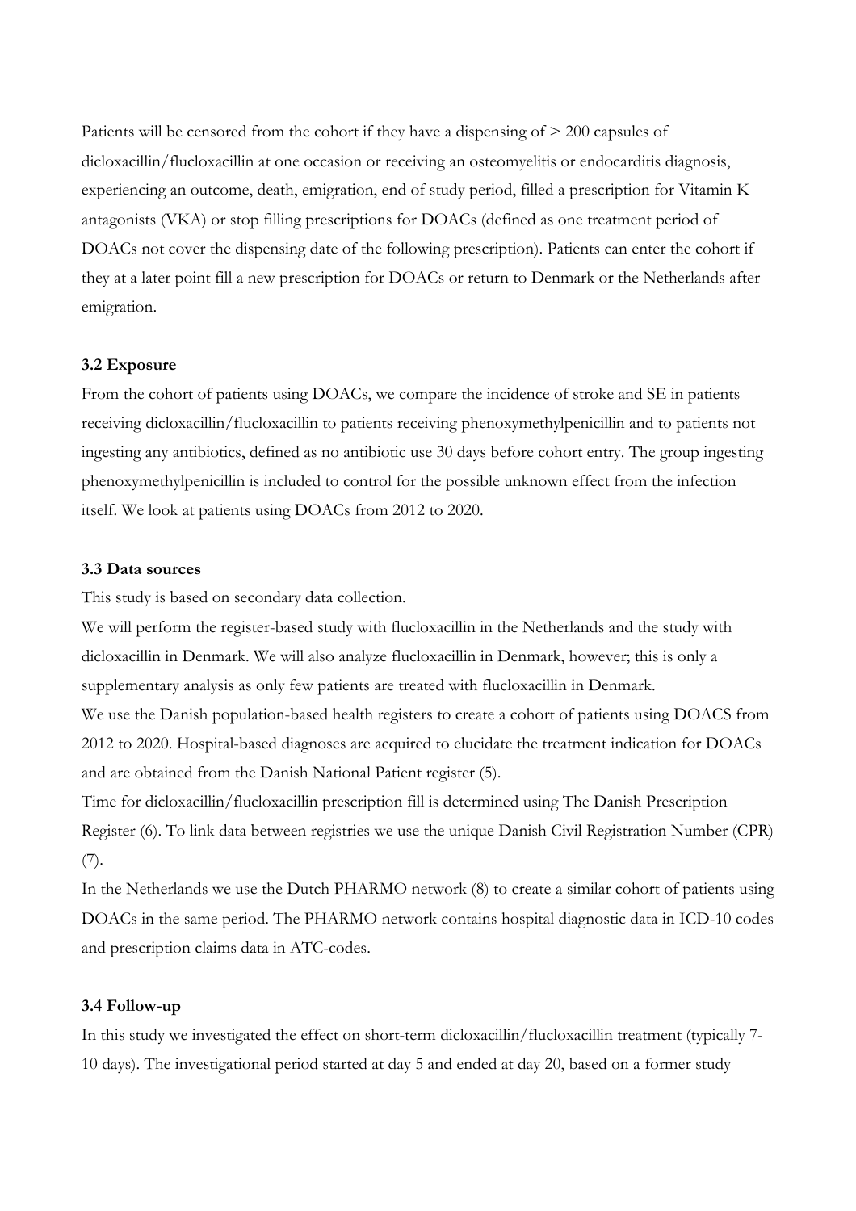Patients will be censored from the cohort if they have a dispensing of > 200 capsules of dicloxacillin/flucloxacillin at one occasion or receiving an osteomyelitis or endocarditis diagnosis, experiencing an outcome, death, emigration, end of study period, filled a prescription for Vitamin K antagonists (VKA) or stop filling prescriptions for DOACs (defined as one treatment period of DOACs not cover the dispensing date of the following prescription). Patients can enter the cohort if they at a later point fill a new prescription for DOACs or return to Denmark or the Netherlands after emigration.

### 3.2 Exposure

From the cohort of patients using DOACs, we compare the incidence of stroke and SE in patients receiving dicloxacillin/flucloxacillin to patients receiving phenoxymethylpenicillin and to patients not ingesting any antibiotics, defined as no antibiotic use 30 days before cohort entry. The group ingesting phenoxymethylpenicillin is included to control for the possible unknown effect from the infection itself. We look at patients using DOACs from 2012 to 2020.

### 3.3 Data sources

This study is based on secondary data collection.

We will perform the register-based study with flucloxacillin in the Netherlands and the study with dicloxacillin in Denmark. We will also analyze flucloxacillin in Denmark, however; this is only a supplementary analysis as only few patients are treated with flucloxacillin in Denmark.

We use the Danish population-based health registers to create a cohort of patients using DOACS from 2012 to 2020. Hospital-based diagnoses are acquired to elucidate the treatment indication for DOACs and are obtained from the Danish National Patient register (5).

Time for dicloxacillin/flucloxacillin prescription fill is determined using The Danish Prescription Register (6). To link data between registries we use the unique Danish Civil Registration Number (CPR) (7).

In the Netherlands we use the Dutch PHARMO network (8) to create a similar cohort of patients using DOACs in the same period. The PHARMO network contains hospital diagnostic data in ICD-10 codes and prescription claims data in ATC-codes.

### 3.4 Follow-up

In this study we investigated the effect on short-term dicloxacillin/flucloxacillin treatment (typically 7-10 days). The investigational period started at day 5 and ended at day 20, based on a former study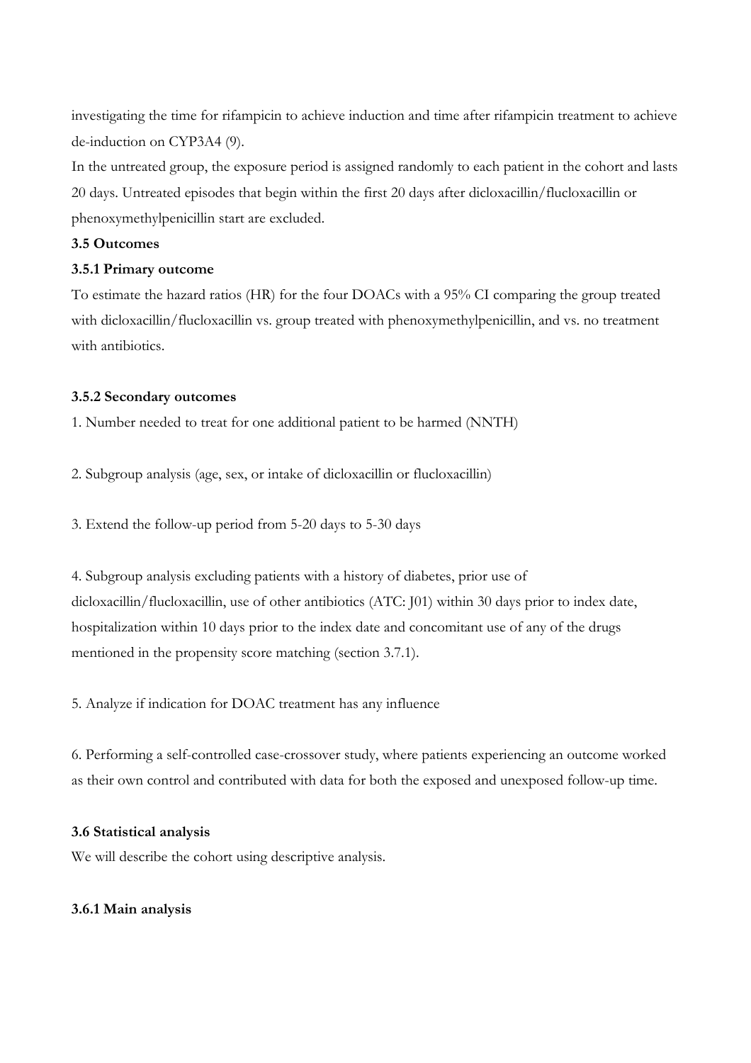investigating the time for rifampicin to achieve induction and time after rifampicin treatment to achieve de-induction on CYP3A4 (9).

In the untreated group, the exposure period is assigned randomly to each patient in the cohort and lasts 20 days. Untreated episodes that begin within the first 20 days after dicloxacillin/flucloxacillin or phenoxymethylpenicillin start are excluded.

### 3.5 Outcomes

#### 3.5.1 Primary outcome

To estimate the hazard ratios (HR) for the four DOACs with a 95% CI comparing the group treated with dicloxacillin/flucloxacillin vs. group treated with phenoxymethylpenicillin, and vs. no treatment with antibiotics.

#### 3.5.2 Secondary outcomes

1. Number needed to treat for one additional patient to be harmed (NNTH)

2. Subgroup analysis (age, sex, or intake of dicloxacillin or flucloxacillin)

3. Extend the follow-up period from 5-20 days to 5-30 days

4. Subgroup analysis excluding patients with a history of diabetes, prior use of dicloxacillin/flucloxacillin, use of other antibiotics (ATC: J01) within 30 days prior to index date, hospitalization within 10 days prior to the index date and concomitant use of any of the drugs mentioned in the propensity score matching (section 3.7.1).

5. Analyze if indication for DOAC treatment has any influence

6. Performing a self-controlled case-crossover study, where patients experiencing an outcome worked as their own control and contributed with data for both the exposed and unexposed follow-up time.

### 3.6 Statistical analysis

We will describe the cohort using descriptive analysis.

#### 3.6.1 Main analysis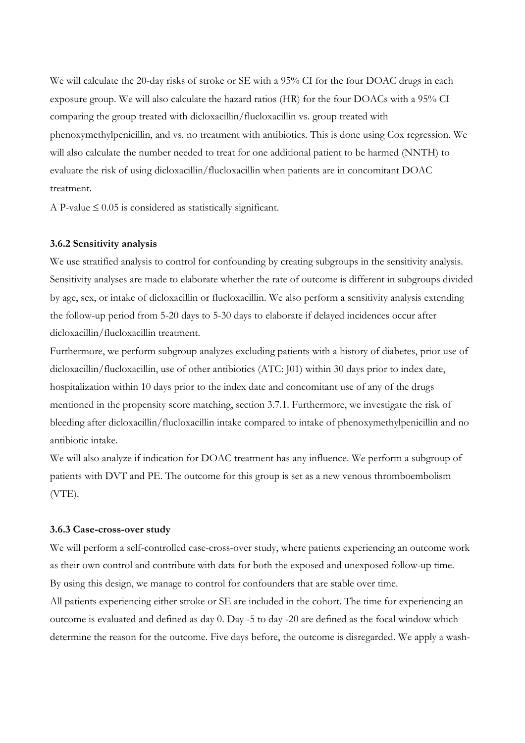We will calculate the 20-day risks of stroke or SE with a 95% CI for the four DOAC drugs in each exposure group. We will also calculate the hazard ratios (HR) for the four DOACs with a 95% CI comparing the group treated with dicloxacillin/flucloxacillin vs. group treated with phenoxymethylpenicillin, and vs. no treatment with antibiotics. This is done using Cox regression. We will also calculate the number needed to treat for one additional patient to be harmed (NNTH) to evaluate the risk of using dicloxacillin/flucloxacillin when patients are in concomitant DOAC treatment.

A P-value ≤ 0.05 is considered as statistically significant.

### 3.6.2 Sensitivity analysis

We use stratified analysis to control for confounding by creating subgroups in the sensitivity analysis. Sensitivity analyses are made to elaborate whether the rate of outcome is different in subgroups divided by age, sex, or intake of dicloxacillin or flucloxacillin. We also perform a sensitivity analysis extending the follow-up period from 5-20 days to 5-30 days to elaborate if delayed incidences occur after dicloxacillin/flucloxacillin treatment.

Furthermore, we perform subgroup analyzes excluding patients with a history of diabetes, prior use of dicloxacillin/flucloxacillin, use of other antibiotics (ATC: J01) within 30 days prior to index date, hospitalization within 10 days prior to the index date and concomitant use of any of the drugs mentioned in the propensity score matching, section 3.7.1. Furthermore, we investigate the risk of bleeding after dicloxacillin/flucloxacillin intake compared to intake of phenoxymethylpenicillin and no antibiotic intake.

We will also analyze if indication for DOAC treatment has any influence. We perform a subgroup of patients with DVT and PE. The outcome for this group is set as a new venous thromboembolism (VTE).

### 3.6.3 Case-cross-over study

We will perform a self-controlled case-cross-over study, where patients experiencing an outcome work as their own control and contribute with data for both the exposed and unexposed follow-up time. By using this design, we manage to control for confounders that are stable over time.

All patients experiencing either stroke or SE are included in the cohort. The time for experiencing an outcome is evaluated and defined as day 0. Day -5 to day -20 are defined as the focal window which determine the reason for the outcome. Five days before, the outcome is disregarded. We apply a wash-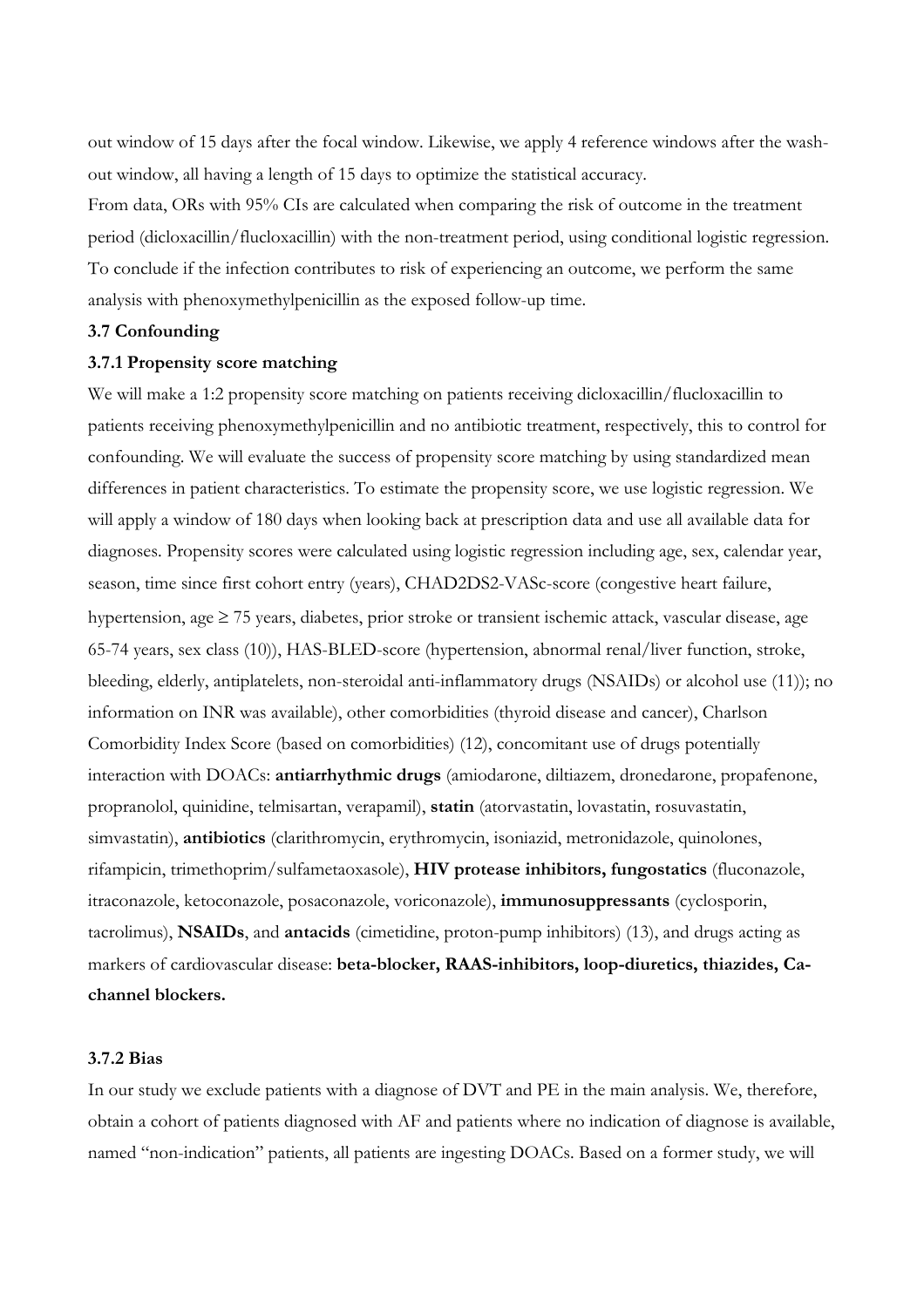out window of 15 days after the focal window. Likewise, we apply 4 reference windows after the wash-out window, all having a length of 15 days to optimize the statistical accuracy.

From data, ORs with 95% CIs are calculated when comparing the risk of outcome in the treatment period (dicloxacillin/flucloxacillin) with the non-treatment period, using conditional logistic regression. To conclude if the infection contributes to risk of experiencing an outcome, we perform the same analysis with phenoxymethylpenicillin as the exposed follow-up time.

### 3.7 Confounding

#### 3.7.1 Propensity score matching

We will make a 1:2 propensity score matching on patients receiving dicloxacillin/flucloxacillin to patients receiving phenoxymethylpenicillin and no antibiotic treatment, respectively, this to control for confounding. We will evaluate the success of propensity score matching by using standardized mean differences in patient characteristics. To estimate the propensity score, we use logistic regression. We will apply a window of 180 days when looking back at prescription data and use all available data for diagnoses. Propensity scores were calculated using logistic regression including age, sex, calendar year, season, time since first cohort entry (years), CHAD2DS2-VASc-score (congestive heart failure, hypertension, age ≥ 75 years, diabetes, prior stroke or transient ischemic attack, vascular disease, age 65-74 years, sex class (10)), HAS-BLED-score (hypertension, abnormal renal/liver function, stroke, bleeding, elderly, antiplatelets, non-steroidal anti-inflammatory drugs (NSAIDs) or alcohol use (11)); no information on INR was available), other comorbidities (thyroid disease and cancer), Charlson Comorbidity Index Score (based on comorbidities) (12), concomitant use of drugs potentially interaction with DOACs: **antiarrhythmic drugs** (amiodarone, diltiazem, dronedarone, propafenone, propranolol, quinidine, telmisartan, verapamil), **statin** (atorvastatin, lovastatin, rosuvastatin, simvastatin), **antibiotics** (clarithromycin, erythromycin, isoniazid, metronidazole, quinolones, rifampicin, trimethoprim/sulfametaoxasole), **HIV protease inhibitors, fungostatics** (fluconazole, itraconazole, ketoconazole, posaconazole, voriconazole), **immunosuppressants** (cyclosporin, tacrolimus), **NSAIDs**, and **antacids** (cimetidine, proton-pump inhibitors) (13), and drugs acting as markers of cardiovascular disease: **beta-blocker, RAAS-inhibitors, loop-diuretics, thiazides, Ca-channel blockers.**

#### 3.7.2 Bias

In our study we exclude patients with a diagnose of DVT and PE in the main analysis. We, therefore, obtain a cohort of patients diagnosed with AF and patients where no indication of diagnose is available, named "non-indication" patients, all patients are ingesting DOACs. Based on a former study, we will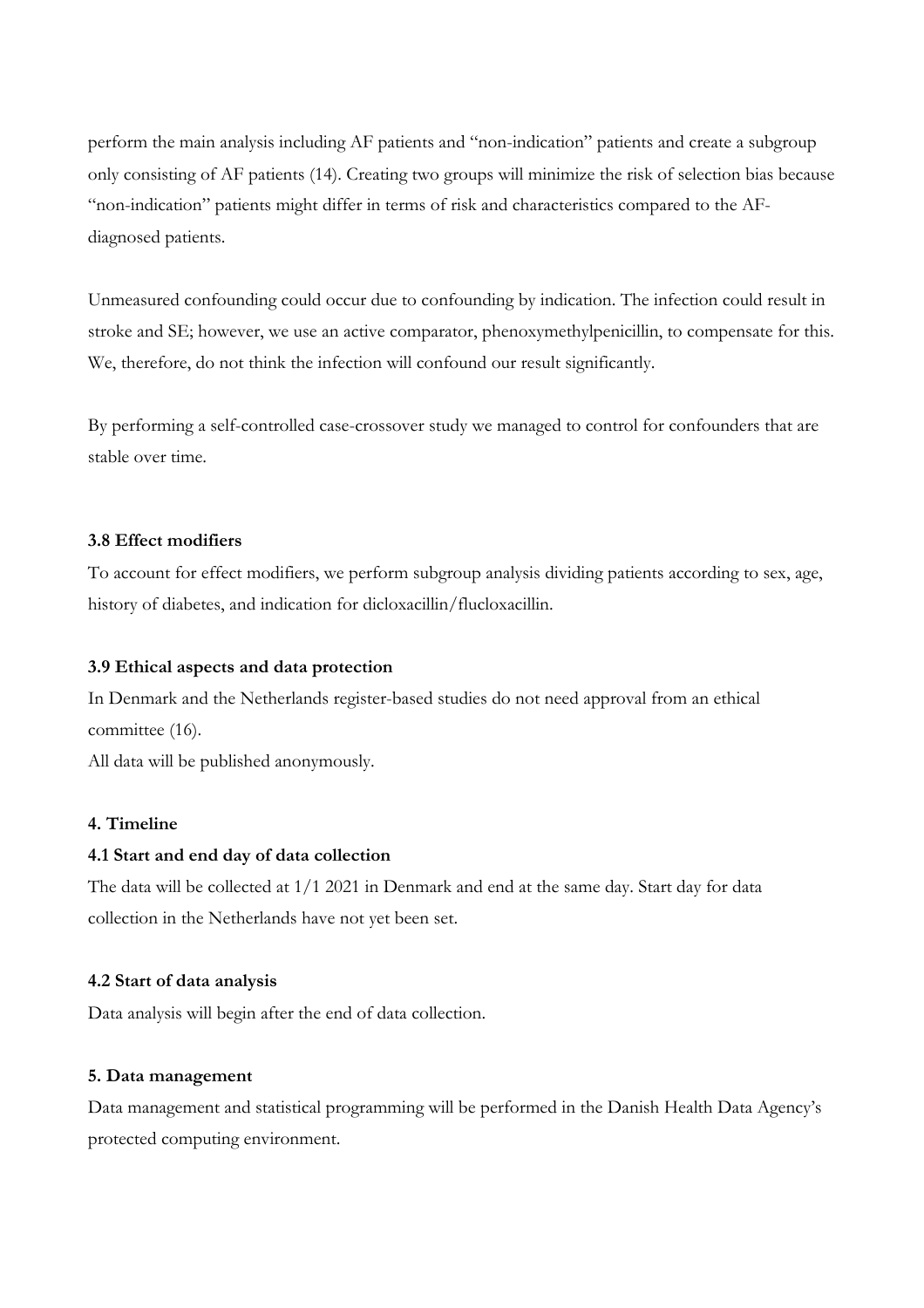perform the main analysis including AF patients and "non-indication" patients and create a subgroup only consisting of AF patients (14). Creating two groups will minimize the risk of selection bias because "non-indication" patients might differ in terms of risk and characteristics compared to the AF-diagnosed patients.

Unmeasured confounding could occur due to confounding by indication. The infection could result in stroke and SE; however, we use an active comparator, phenoxymethylpenicillin, to compensate for this. We, therefore, do not think the infection will confound our result significantly.

By performing a self-controlled case-crossover study we managed to control for confounders that are stable over time.

### 3.8 Effect modifiers

To account for effect modifiers, we perform subgroup analysis dividing patients according to sex, age, history of diabetes, and indication for dicloxacillin/flucloxacillin.

### 3.9 Ethical aspects and data protection

In Denmark and the Netherlands register-based studies do not need approval from an ethical committee (16).

All data will be published anonymously.

## 4. Timeline

### 4.1 Start and end day of data collection

The data will be collected at 1/1 2021 in Denmark and end at the same day. Start day for data collection in the Netherlands have not yet been set.

### 4.2 Start of data analysis

Data analysis will begin after the end of data collection.

## 5. Data management

Data management and statistical programming will be performed in the Danish Health Data Agency's protected computing environment.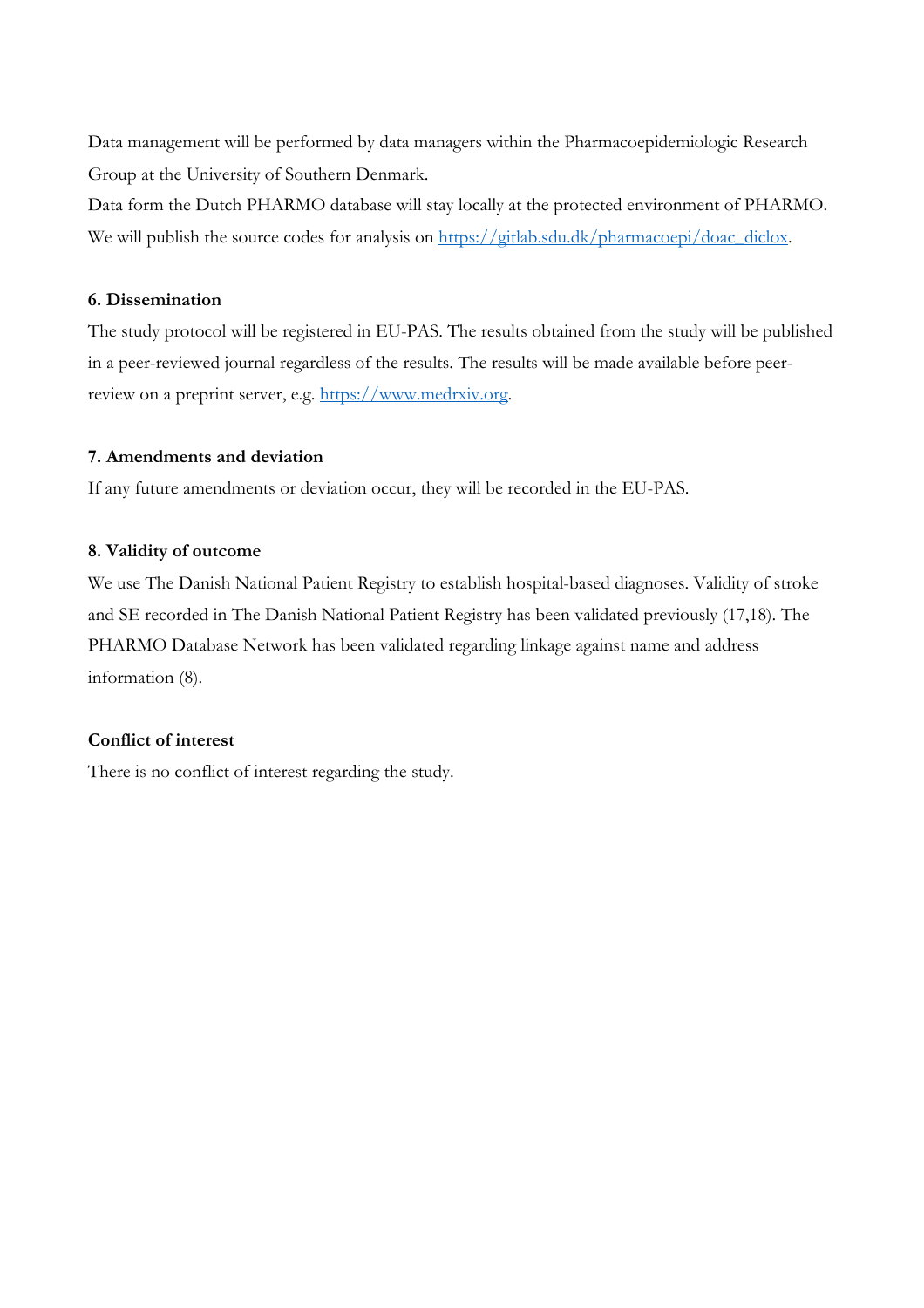Data management will be performed by data managers within the Pharmacoepidemiologic Research Group at the University of Southern Denmark.
Data form the Dutch PHARMO database will stay locally at the protected environment of PHARMO. We will publish the source codes for analysis on https://gitlab.sdu.dk/pharmacoepi/doac_diclox.

### 6. Dissemination

The study protocol will be registered in EU-PAS. The results obtained from the study will be published in a peer-reviewed journal regardless of the results. The results will be made available before peer-review on a preprint server, e.g. https://www.medrxiv.org.

### 7. Amendments and deviation

If any future amendments or deviation occur, they will be recorded in the EU-PAS.

### 8. Validity of outcome

We use The Danish National Patient Registry to establish hospital-based diagnoses. Validity of stroke and SE recorded in The Danish National Patient Registry has been validated previously (17,18). The PHARMO Database Network has been validated regarding linkage against name and address information (8).

### Conflict of interest

There is no conflict of interest regarding the study.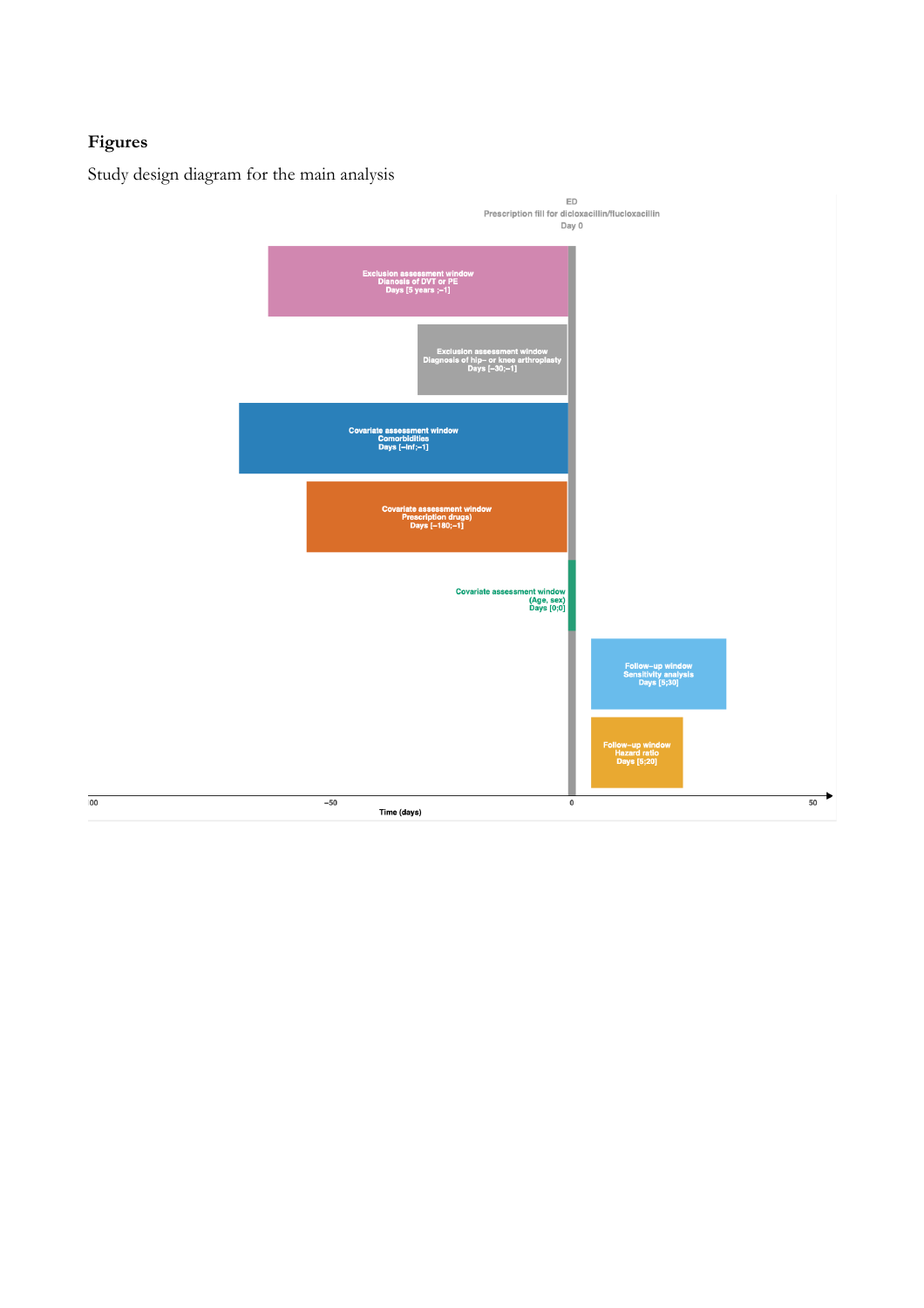# Figures

Study design diagram for the main analysis

ED
Prescription fill for dicloxacillin/flucloxacillin
Day 0

Exclusion assessment window
Dianosis of DVT or PE
Days [5 years ;−1]

Exclusion assessment window
Diagnosis of hip− or knee arthroplasty
Days [−30;−1]

Covariate assessment window
Comorbidities
Days [−Inf;−1]

Covariate assessment window
Prescription drugs)
Days [−180;−1]

Covariate assessment window
(Age, sex)
Days [0;0]

Follow−up window
Sensitivity analysis
Days [5;30]

Follow−up window
Hazard ratio
Days [5;20]

00 −50 0 50

Time (days)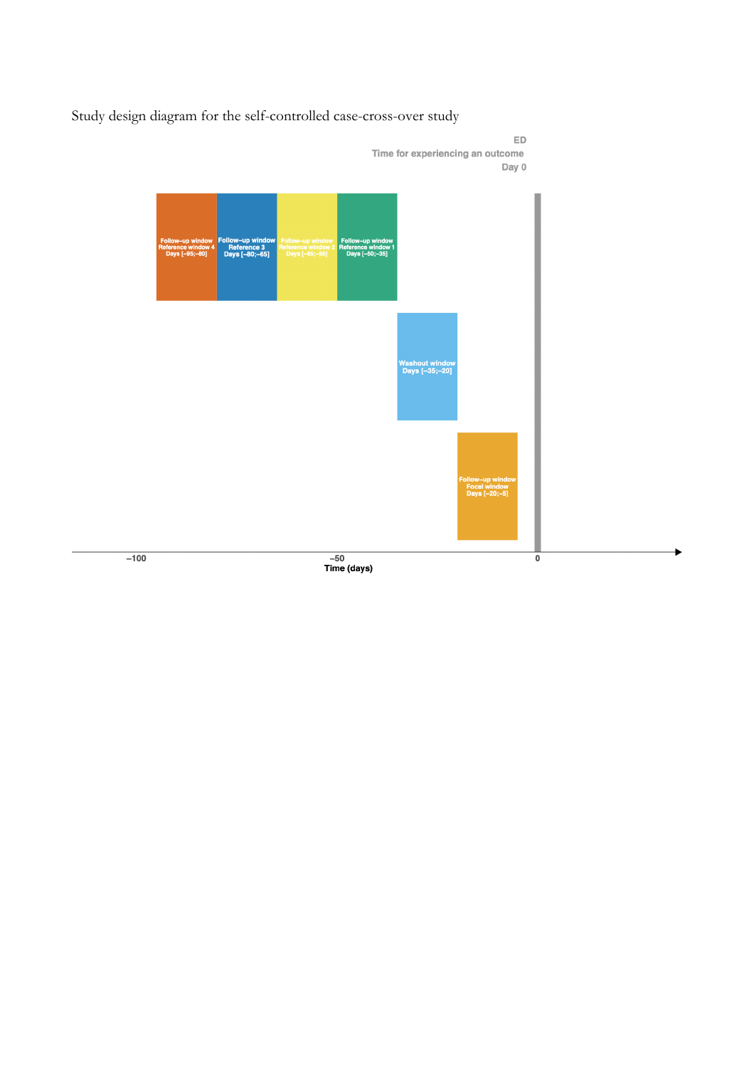Study design diagram for the self-controlled case-cross-over study

ED
Time for experiencing an outcome
Day 0

Follow-up window
Reference window 4
Days [−95;−80]

Follow-up window
Reference 3
Days [−80;−65]

Follow-up window
Reference window 2
Days [−65;−50]

Follow-up window
Reference window 1
Days [−50;−35]

Washout window
Days [−35;−20]

Follow-up window
Focal window
Days [−20;−5]

−100 −50 0
Time (days)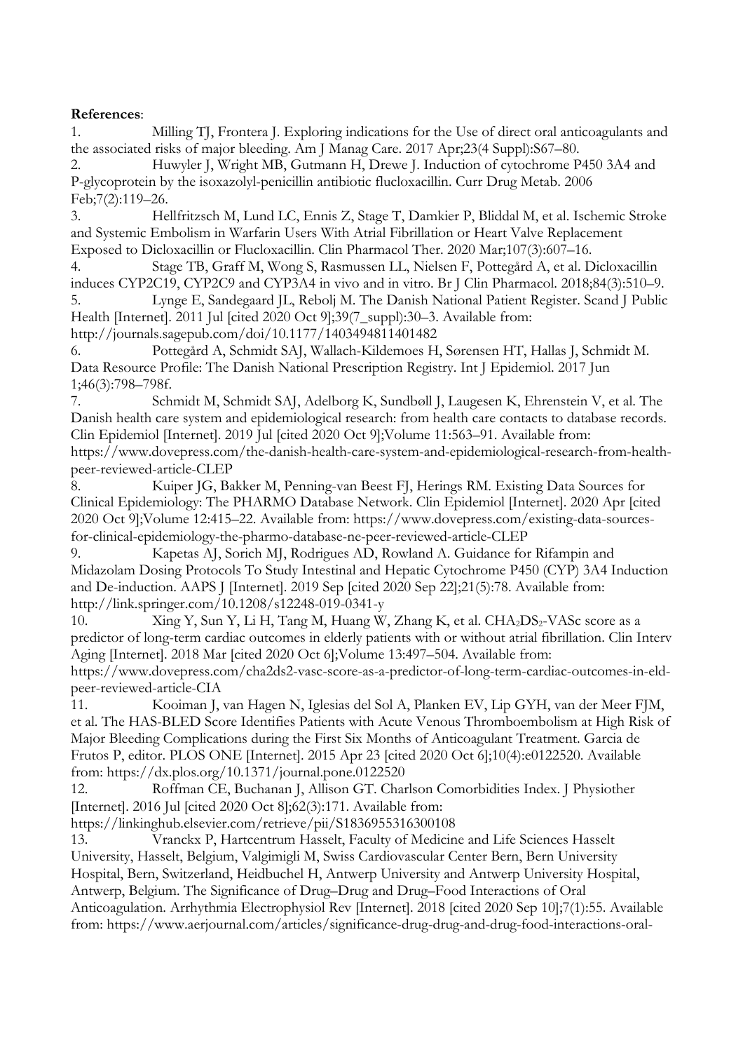**References**:

1. Milling TJ, Frontera J. Exploring indications for the Use of direct oral anticoagulants and the associated risks of major bleeding. Am J Manag Care. 2017 Apr;23(4 Suppl):S67–80.
2. Huwyler J, Wright MB, Gutmann H, Drewe J. Induction of cytochrome P450 3A4 and P-glycoprotein by the isoxazolyl-penicillin antibiotic flucloxacillin. Curr Drug Metab. 2006 Feb;7(2):119–26.
3. Hellfritzsch M, Lund LC, Ennis Z, Stage T, Damkier P, Bliddal M, et al. Ischemic Stroke and Systemic Embolism in Warfarin Users With Atrial Fibrillation or Heart Valve Replacement Exposed to Dicloxacillin or Flucloxacillin. Clin Pharmacol Ther. 2020 Mar;107(3):607–16.
4. Stage TB, Graff M, Wong S, Rasmussen LL, Nielsen F, Pottegård A, et al. Dicloxacillin induces CYP2C19, CYP2C9 and CYP3A4 in vivo and in vitro. Br J Clin Pharmacol. 2018;84(3):510–9.
5. Lynge E, Sandegaard JL, Rebolj M. The Danish National Patient Register. Scand J Public Health [Internet]. 2011 Jul [cited 2020 Oct 9];39(7_suppl):30–3. Available from: http://journals.sagepub.com/doi/10.1177/1403494811401482
6. Pottegård A, Schmidt SAJ, Wallach-Kildemoes H, Sørensen HT, Hallas J, Schmidt M. Data Resource Profile: The Danish National Prescription Registry. Int J Epidemiol. 2017 Jun 1;46(3):798–798f.
7. Schmidt M, Schmidt SAJ, Adelborg K, Sundbøll J, Laugesen K, Ehrenstein V, et al. The Danish health care system and epidemiological research: from health care contacts to database records. Clin Epidemiol [Internet]. 2019 Jul [cited 2020 Oct 9];Volume 11:563–91. Available from: https://www.dovepress.com/the-danish-health-care-system-and-epidemiological-research-from-health-peer-reviewed-article-CLEP
8. Kuiper JG, Bakker M, Penning-van Beest FJ, Herings RM. Existing Data Sources for Clinical Epidemiology: The PHARMO Database Network. Clin Epidemiol [Internet]. 2020 Apr [cited 2020 Oct 9];Volume 12:415–22. Available from: https://www.dovepress.com/existing-data-sources-for-clinical-epidemiology-the-pharmo-database-ne-peer-reviewed-article-CLEP
9. Kapetas AJ, Sorich MJ, Rodrigues AD, Rowland A. Guidance for Rifampin and Midazolam Dosing Protocols To Study Intestinal and Hepatic Cytochrome P450 (CYP) 3A4 Induction and De-induction. AAPS J [Internet]. 2019 Sep [cited 2020 Sep 22];21(5):78. Available from: http://link.springer.com/10.1208/s12248-019-0341-y
10. Xing Y, Sun Y, Li H, Tang M, Huang W, Zhang K, et al. $CHA_2DS_2$-VASc score as a predictor of long-term cardiac outcomes in elderly patients with or without atrial fibrillation. Clin Interv Aging [Internet]. 2018 Mar [cited 2020 Oct 6];Volume 13:497–504. Available from: https://www.dovepress.com/cha2ds2-vasc-score-as-a-predictor-of-long-term-cardiac-outcomes-in-eld-peer-reviewed-article-CIA
11. Kooiman J, van Hagen N, Iglesias del Sol A, Planken EV, Lip GYH, van der Meer FJM, et al. The HAS-BLED Score Identifies Patients with Acute Venous Thromboembolism at High Risk of Major Bleeding Complications during the First Six Months of Anticoagulant Treatment. Garcia de Frutos P, editor. PLOS ONE [Internet]. 2015 Apr 23 [cited 2020 Oct 6];10(4):e0122520. Available from: https://dx.plos.org/10.1371/journal.pone.0122520
12. Roffman CE, Buchanan J, Allison GT. Charlson Comorbidities Index. J Physiother [Internet]. 2016 Jul [cited 2020 Oct 8];62(3):171. Available from: https://linkinghub.elsevier.com/retrieve/pii/S1836955316300108
13. Vranckx P, Hartcentrum Hasselt, Faculty of Medicine and Life Sciences Hasselt University, Hasselt, Belgium, Valgimigli M, Swiss Cardiovascular Center Bern, Bern University Hospital, Bern, Switzerland, Heidbuchel H, Antwerp University and Antwerp University Hospital, Antwerp, Belgium. The Significance of Drug–Drug and Drug–Food Interactions of Oral Anticoagulation. Arrhythmia Electrophysiol Rev [Internet]. 2018 [cited 2020 Sep 10];7(1):55. Available from: https://www.aerjournal.com/articles/significance-drug-drug-and-drug-food-interactions-oral-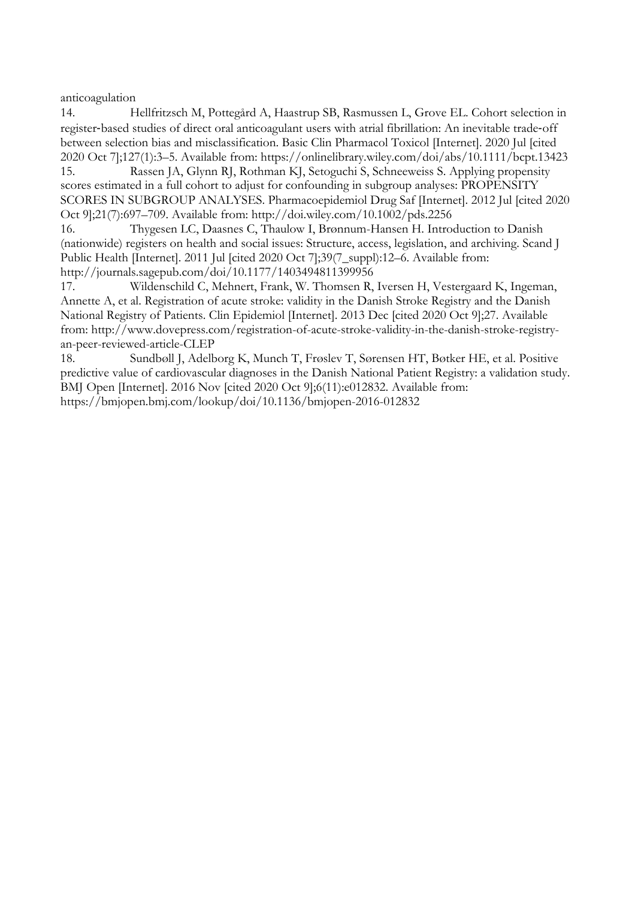anticoagulation

14. Hellfritzsch M, Pottegård A, Haastrup SB, Rasmussen L, Grove EL. Cohort selection in register‐based studies of direct oral anticoagulant users with atrial fibrillation: An inevitable trade‐off between selection bias and misclassification. Basic Clin Pharmacol Toxicol [Internet]. 2020 Jul [cited 2020 Oct 7];127(1):3–5. Available from: https://onlinelibrary.wiley.com/doi/abs/10.1111/bcpt.13423

15. Rassen JA, Glynn RJ, Rothman KJ, Setoguchi S, Schneeweiss S. Applying propensity scores estimated in a full cohort to adjust for confounding in subgroup analyses: PROPENSITY SCORES IN SUBGROUP ANALYSES. Pharmacoepidemiol Drug Saf [Internet]. 2012 Jul [cited 2020 Oct 9];21(7):697–709. Available from: http://doi.wiley.com/10.1002/pds.2256

16. Thygesen LC, Daasnes C, Thaulow I, Brønnum-Hansen H. Introduction to Danish (nationwide) registers on health and social issues: Structure, access, legislation, and archiving. Scand J Public Health [Internet]. 2011 Jul [cited 2020 Oct 7];39(7_suppl):12–6. Available from: http://journals.sagepub.com/doi/10.1177/1403494811399956

17. Wildenschild C, Mehnert, Frank, W. Thomsen R, Iversen H, Vestergaard K, Ingeman, Annette A, et al. Registration of acute stroke: validity in the Danish Stroke Registry and the Danish National Registry of Patients. Clin Epidemiol [Internet]. 2013 Dec [cited 2020 Oct 9];27. Available from: http://www.dovepress.com/registration-of-acute-stroke-validity-in-the-danish-stroke-registry-an-peer-reviewed-article-CLEP

18. Sundbøll J, Adelborg K, Munch T, Frøslev T, Sørensen HT, Bøtker HE, et al. Positive predictive value of cardiovascular diagnoses in the Danish National Patient Registry: a validation study. BMJ Open [Internet]. 2016 Nov [cited 2020 Oct 9];6(11):e012832. Available from: https://bmjopen.bmj.com/lookup/doi/10.1136/bmjopen-2016-012832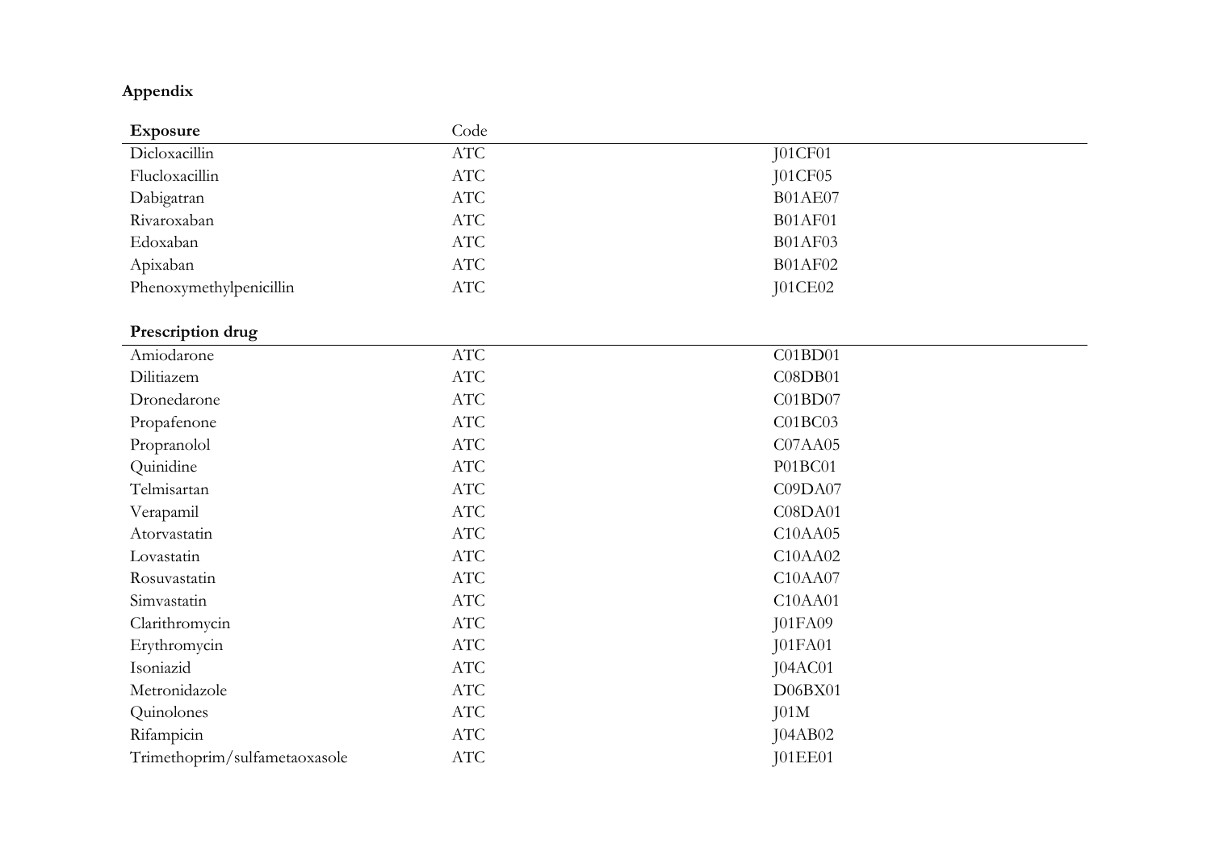**Appendix**

| **Exposure** | Code | |
|---|---|---|
| Dicloxacillin | ATC | J01CF01 |
| Flucloxacillin | ATC | J01CF05 |
| Dabigatran | ATC | B01AE07 |
| Rivaroxaban | ATC | B01AF01 |
| Edoxaban | ATC | B01AF03 |
| Apixaban | ATC | B01AF02 |
| Phenoxymethylpenicillin | ATC | J01CE02 |

| **Prescription drug** | | |
|---|---|---|
| Amiodarone | ATC | C01BD01 |
| Dilitiazem | ATC | C08DB01 |
| Dronedarone | ATC | C01BD07 |
| Propafenone | ATC | C01BC03 |
| Propranolol | ATC | C07AA05 |
| Quinidine | ATC | P01BC01 |
| Telmisartan | ATC | C09DA07 |
| Verapamil | ATC | C08DA01 |
| Atorvastatin | ATC | C10AA05 |
| Lovastatin | ATC | C10AA02 |
| Rosuvastatin | ATC | C10AA07 |
| Simvastatin | ATC | C10AA01 |
| Clarithromycin | ATC | J01FA09 |
| Erythromycin | ATC | J01FA01 |
| Isoniazid | ATC | J04AC01 |
| Metronidazole | ATC | D06BX01 |
| Quinolones | ATC | J01M |
| Rifampicin | ATC | J04AB02 |
| Trimethoprim/sulfametaoxasole | ATC | J01EE01 |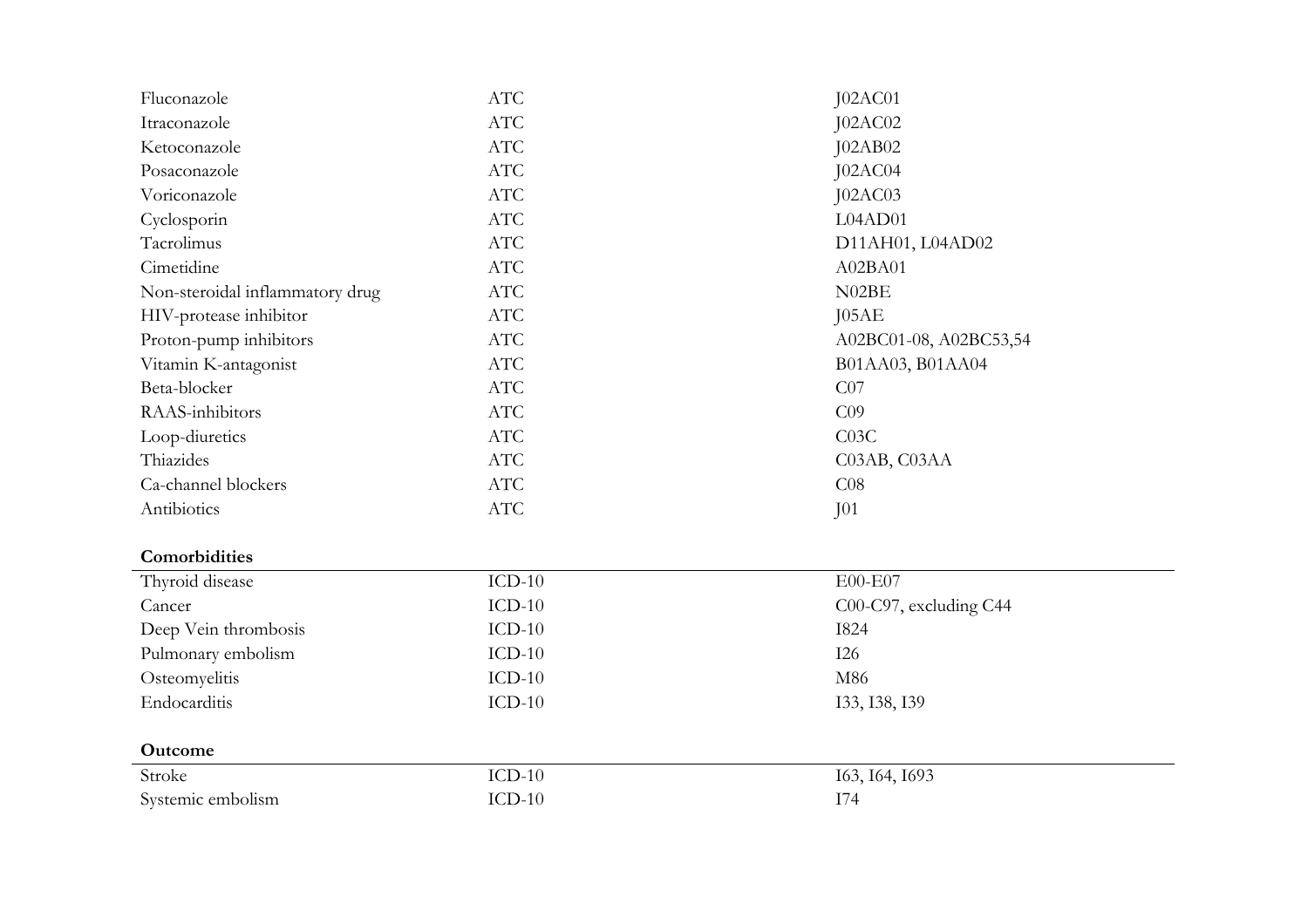| | | |
|---|---|---|
| Fluconazole | ATC | J02AC01 |
| Itraconazole | ATC | J02AC02 |
| Ketoconazole | ATC | J02AB02 |
| Posaconazole | ATC | J02AC04 |
| Voriconazole | ATC | J02AC03 |
| Cyclosporin | ATC | L04AD01 |
| Tacrolimus | ATC | D11AH01, L04AD02 |
| Cimetidine | ATC | A02BA01 |
| Non-steroidal inflammatory drug | ATC | N02BE |
| HIV-protease inhibitor | ATC | J05AE |
| Proton-pump inhibitors | ATC | A02BC01-08, A02BC53,54 |
| Vitamin K-antagonist | ATC | B01AA03, B01AA04 |
| Beta-blocker | ATC | C07 |
| RAAS-inhibitors | ATC | C09 |
| Loop-diuretics | ATC | C03C |
| Thiazides | ATC | C03AB, C03AA |
| Ca-channel blockers | ATC | C08 |
| Antibiotics | ATC | J01 |
| **Comorbidities** | | |
| Thyroid disease | ICD-10 | E00-E07 |
| Cancer | ICD-10 | C00-C97, excluding C44 |
| Deep Vein thrombosis | ICD-10 | I824 |
| Pulmonary embolism | ICD-10 | I26 |
| Osteomyelitis | ICD-10 | M86 |
| Endocarditis | ICD-10 | I33, I38, I39 |
| **Outcome** | | |
| Stroke | ICD-10 | I63, I64, I693 |
| Systemic embolism | ICD-10 | I74 |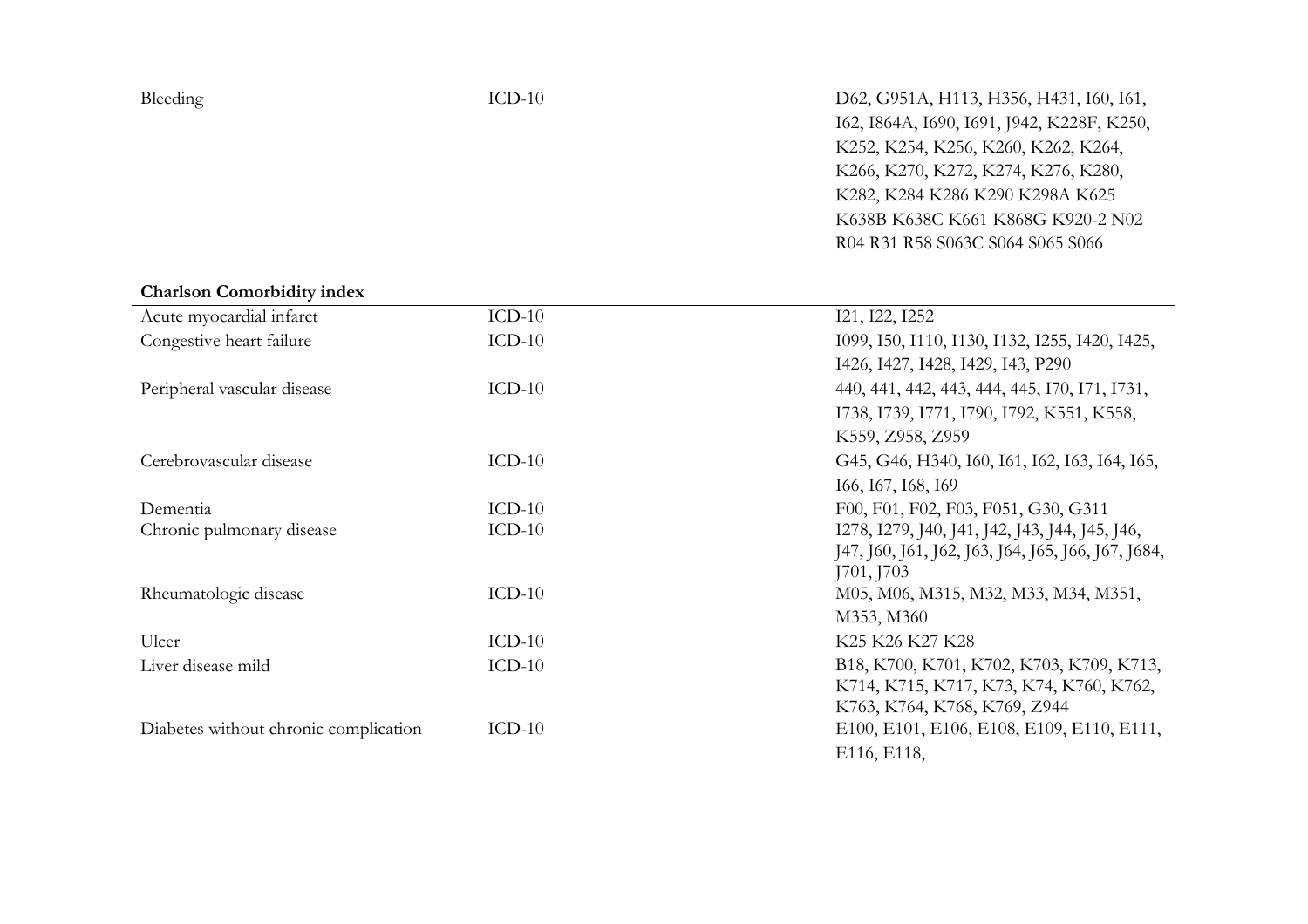| | | |
|---|---|---|
| Bleeding | ICD-10 | D62, G951A, H113, H356, H431, I60, I61, I62, I864A, I690, I691, J942, K228F, K250, K252, K254, K256, K260, K262, K264, K266, K270, K272, K274, K276, K280, K282, K284 K286 K290 K298A K625 K638B K638C K661 K868G K920-2 N02 R04 R31 R58 S063C S064 S065 S066 |

**Charlson Comorbidity index**

| | | |
|---|---|---|
| Acute myocardial infarct | ICD-10 | I21, I22, I252 |
| Congestive heart failure | ICD-10 | I099, I50, I110, I130, I132, I255, I420, I425, I426, I427, I428, I429, I43, P290 |
| Peripheral vascular disease | ICD-10 | 440, 441, 442, 443, 444, 445, I70, I71, I731, I738, I739, I771, I790, I792, K551, K558, K559, Z958, Z959 |
| Cerebrovascular disease | ICD-10 | G45, G46, H340, I60, I61, I62, I63, I64, I65, I66, I67, I68, I69 |
| Dementia | ICD-10 | F00, F01, F02, F03, F051, G30, G311 |
| Chronic pulmonary disease | ICD-10 | I278, I279, J40, J41, J42, J43, J44, J45, J46, J47, J60, J61, J62, J63, J64, J65, J66, J67, J684, J701, J703 |
| Rheumatologic disease | ICD-10 | M05, M06, M315, M32, M33, M34, M351, M353, M360 |
| Ulcer | ICD-10 | K25 K26 K27 K28 |
| Liver disease mild | ICD-10 | B18, K700, K701, K702, K703, K709, K713, K714, K715, K717, K73, K74, K760, K762, K763, K764, K768, K769, Z944 |
| Diabetes without chronic complication | ICD-10 | E100, E101, E106, E108, E109, E110, E111, E116, E118, |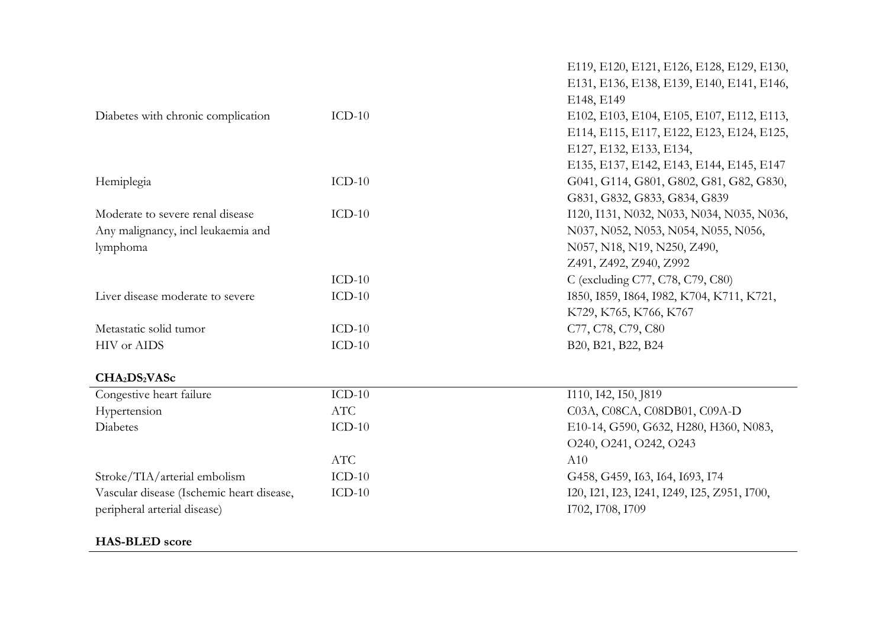| | | |
|---|---|---|
| | | E119, E120, E121, E126, E128, E129, E130, E131, E136, E138, E139, E140, E141, E146, E148, E149 |
| Diabetes with chronic complication | ICD-10 | E102, E103, E104, E105, E107, E112, E113, E114, E115, E117, E122, E123, E124, E125, E127, E132, E133, E134, E135, E137, E142, E143, E144, E145, E147 |
| Hemiplegia | ICD-10 | G041, G114, G801, G802, G81, G82, G830, G831, G832, G833, G834, G839 |
| Moderate to severe renal disease | ICD-10 | I120, I131, N032, N033, N034, N035, N036, N037, N052, N053, N054, N055, N056, N057, N18, N19, N250, Z490, Z491, Z492, Z940, Z992 |
| Any malignancy, incl leukaemia and lymphoma | ICD-10 | C (excluding C77, C78, C79, C80) |
| Liver disease moderate to severe | ICD-10 | I850, I859, I864, I982, K704, K711, K721, K729, K765, K766, K767 |
| Metastatic solid tumor | ICD-10 | C77, C78, C79, C80 |
| HIV or AIDS | ICD-10 | B20, B21, B22, B24 |

**$CHA_2DS_2VASc$**

| | | |
|---|---|---|
| Congestive heart failure | ICD-10 | I110, I42, I50, J819 |
| Hypertension | ATC | C03A, C08CA, C08DB01, C09A-D |
| Diabetes | ICD-10 | E10-14, G590, G632, H280, H360, N083, O240, O241, O242, O243 |
| | ATC | A10 |
| Stroke/TIA/arterial embolism | ICD-10 | G458, G459, I63, I64, I693, I74 |
| Vascular disease (Ischemic heart disease, peripheral arterial disease) | ICD-10 | I20, I21, I23, I241, I249, I25, Z951, I700, I702, I708, I709 |

**HAS-BLED score**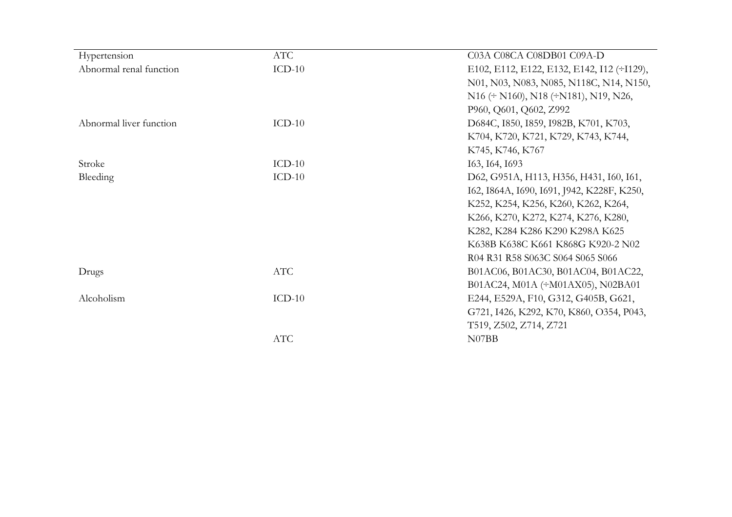| | | |
|---|---|---|
| Hypertension | ATC | C03A C08CA C08DB01 C09A-D |
| Abnormal renal function | ICD-10 | E102, E112, E122, E132, E142, I12 (÷I129), N01, N03, N083, N085, N118C, N14, N150, N16 (÷ N160), N18 (÷N181), N19, N26, P960, Q601, Q602, Z992 |
| Abnormal liver function | ICD-10 | D684C, I850, I859, I982B, K701, K703, K704, K720, K721, K729, K743, K744, K745, K746, K767 |
| Stroke | ICD-10 | I63, I64, I693 |
| Bleeding | ICD-10 | D62, G951A, H113, H356, H431, I60, I61, I62, I864A, I690, I691, J942, K228F, K250, K252, K254, K256, K260, K262, K264, K266, K270, K272, K274, K276, K280, K282, K284 K286 K290 K298A K625 K638B K638C K661 K868G K920-2 N02 R04 R31 R58 S063C S064 S065 S066 |
| Drugs | ATC | B01AC06, B01AC30, B01AC04, B01AC22, B01AC24, M01A (÷M01AX05), N02BA01 |
| Alcoholism | ICD-10 | E244, E529A, F10, G312, G405B, G621, G721, I426, K292, K70, K860, O354, P043, T519, Z502, Z714, Z721 |
| | ATC | N07BB |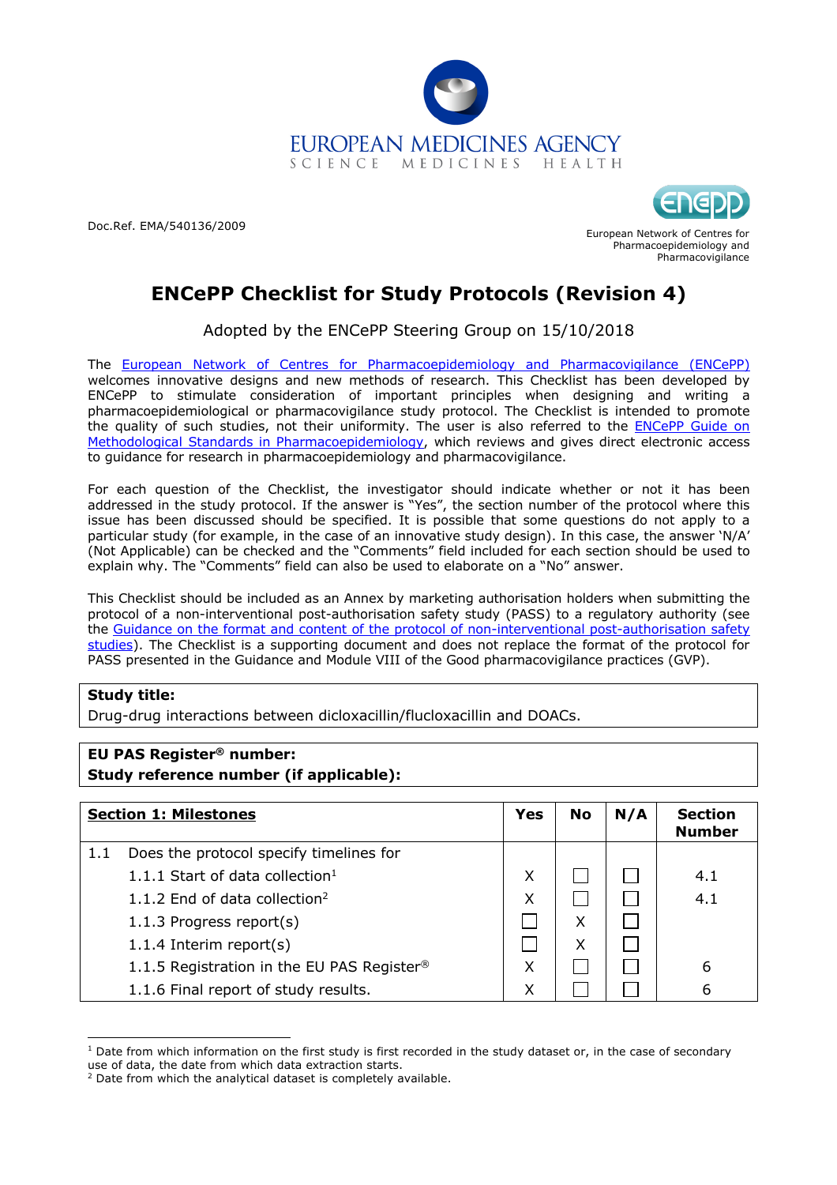EUROPEAN MEDICINES AGENCY
SCIENCE MEDICINES HEALTH

Doc.Ref. EMA/540136/2009

European Network of Centres for Pharmacoepidemiology and Pharmacovigilance

# ENCePP Checklist for Study Protocols (Revision 4)

Adopted by the ENCePP Steering Group on 15/10/2018

The European Network of Centres for Pharmacoepidemiology and Pharmacovigilance (ENCePP) welcomes innovative designs and new methods of research. This Checklist has been developed by ENCePP to stimulate consideration of important principles when designing and writing a pharmacoepidemiological or pharmacovigilance study protocol. The Checklist is intended to promote the quality of such studies, not their uniformity. The user is also referred to the ENCePP Guide on Methodological Standards in Pharmacoepidemiology, which reviews and gives direct electronic access to guidance for research in pharmacoepidemiology and pharmacovigilance.

For each question of the Checklist, the investigator should indicate whether or not it has been addressed in the study protocol. If the answer is "Yes", the section number of the protocol where this issue has been discussed should be specified. It is possible that some questions do not apply to a particular study (for example, in the case of an innovative study design). In this case, the answer 'N/A' (Not Applicable) can be checked and the "Comments" field included for each section should be used to explain why. The "Comments" field can also be used to elaborate on a "No" answer.

This Checklist should be included as an Annex by marketing authorisation holders when submitting the protocol of a non-interventional post-authorisation safety study (PASS) to a regulatory authority (see the Guidance on the format and content of the protocol of non-interventional post-authorisation safety studies). The Checklist is a supporting document and does not replace the format of the protocol for PASS presented in the Guidance and Module VIII of the Good pharmacovigilance practices (GVP).

| **Study title:** |
|---|
| Drug-drug interactions between dicloxacillin/flucloxacillin and DOACs. |

| **EU PAS Register® number:** |
|---|
| **Study reference number (if applicable):** |

| **Section 1: Milestones** | **Yes** | **No** | **N/A** | **Section Number** |
|---|---|---|---|---|
| 1.1 Does the protocol specify timelines for | | | | |
| 1.1.1 Start of data collection[1] | X | | | 4.1 |
| 1.1.2 End of data collection[2] | X | | | 4.1 |
| 1.1.3 Progress report(s) | | X | | |
| 1.1.4 Interim report(s) | | X | | |
| 1.1.5 Registration in the EU PAS Register® | X | | | 6 |
| 1.1.6 Final report of study results. | X | | | 6 |

[1] Date from which information on the first study is first recorded in the study dataset or, in the case of secondary use of data, the date from which data extraction starts.

[2] Date from which the analytical dataset is completely available.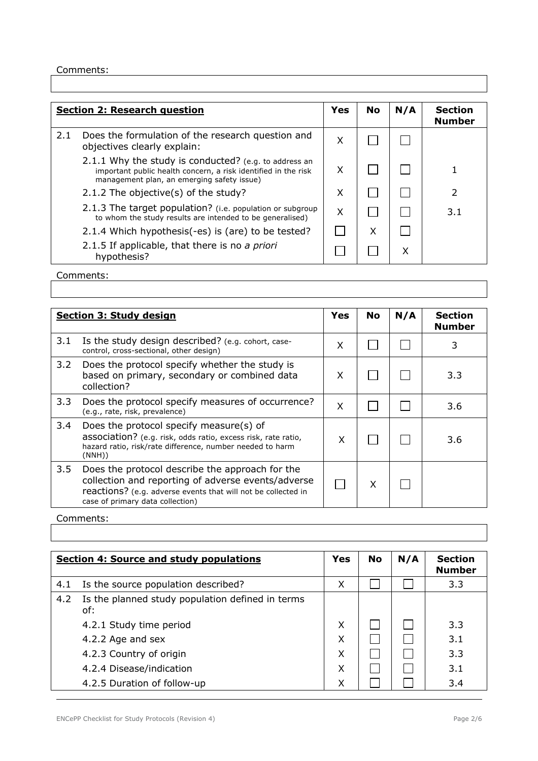Comments:

| **Section 2: Research question** | Yes | No | N/A | Section Number |
|---|---|---|---|---|
| 2.1 Does the formulation of the research question and objectives clearly explain: | X | ☐ | ☐ | |
| 2.1.1 Why the study is conducted? (e.g. to address an important public health concern, a risk identified in the risk management plan, an emerging safety issue) | X | ☐ | ☐ | 1 |
| 2.1.2 The objective(s) of the study? | X | ☐ | ☐ | 2 |
| 2.1.3 The target population? (i.e. population or subgroup to whom the study results are intended to be generalised) | X | ☐ | ☐ | 3.1 |
| 2.1.4 Which hypothesis(-es) is (are) to be tested? | ☐ | X | ☐ | |
| 2.1.5 If applicable, that there is no *a priori* hypothesis? | ☐ | ☐ | X | |

Comments:

| **Section 3: Study design** | Yes | No | N/A | Section Number |
|---|---|---|---|---|
| 3.1 Is the study design described? (e.g. cohort, case-control, cross-sectional, other design) | X | ☐ | ☐ | 3 |
| 3.2 Does the protocol specify whether the study is based on primary, secondary or combined data collection? | X | ☐ | ☐ | 3.3 |
| 3.3 Does the protocol specify measures of occurrence? (e.g., rate, risk, prevalence) | X | ☐ | ☐ | 3.6 |
| 3.4 Does the protocol specify measure(s) of association? (e.g. risk, odds ratio, excess risk, rate ratio, hazard ratio, risk/rate difference, number needed to harm (NNH)) | X | ☐ | ☐ | 3.6 |
| 3.5 Does the protocol describe the approach for the collection and reporting of adverse events/adverse reactions? (e.g. adverse events that will not be collected in case of primary data collection) | ☐ | X | ☐ | |

Comments:

| **Section 4: Source and study populations** | Yes | No | N/A | Section Number |
|---|---|---|---|---|
| 4.1 Is the source population described? | X | ☐ | ☐ | 3.3 |
| 4.2 Is the planned study population defined in terms of: | | | | |
| 4.2.1 Study time period | X | ☐ | ☐ | 3.3 |
| 4.2.2 Age and sex | X | ☐ | ☐ | 3.1 |
| 4.2.3 Country of origin | X | ☐ | ☐ | 3.3 |
| 4.2.4 Disease/indication | X | ☐ | ☐ | 3.1 |
| 4.2.5 Duration of follow-up | X | ☐ | ☐ | 3.4 |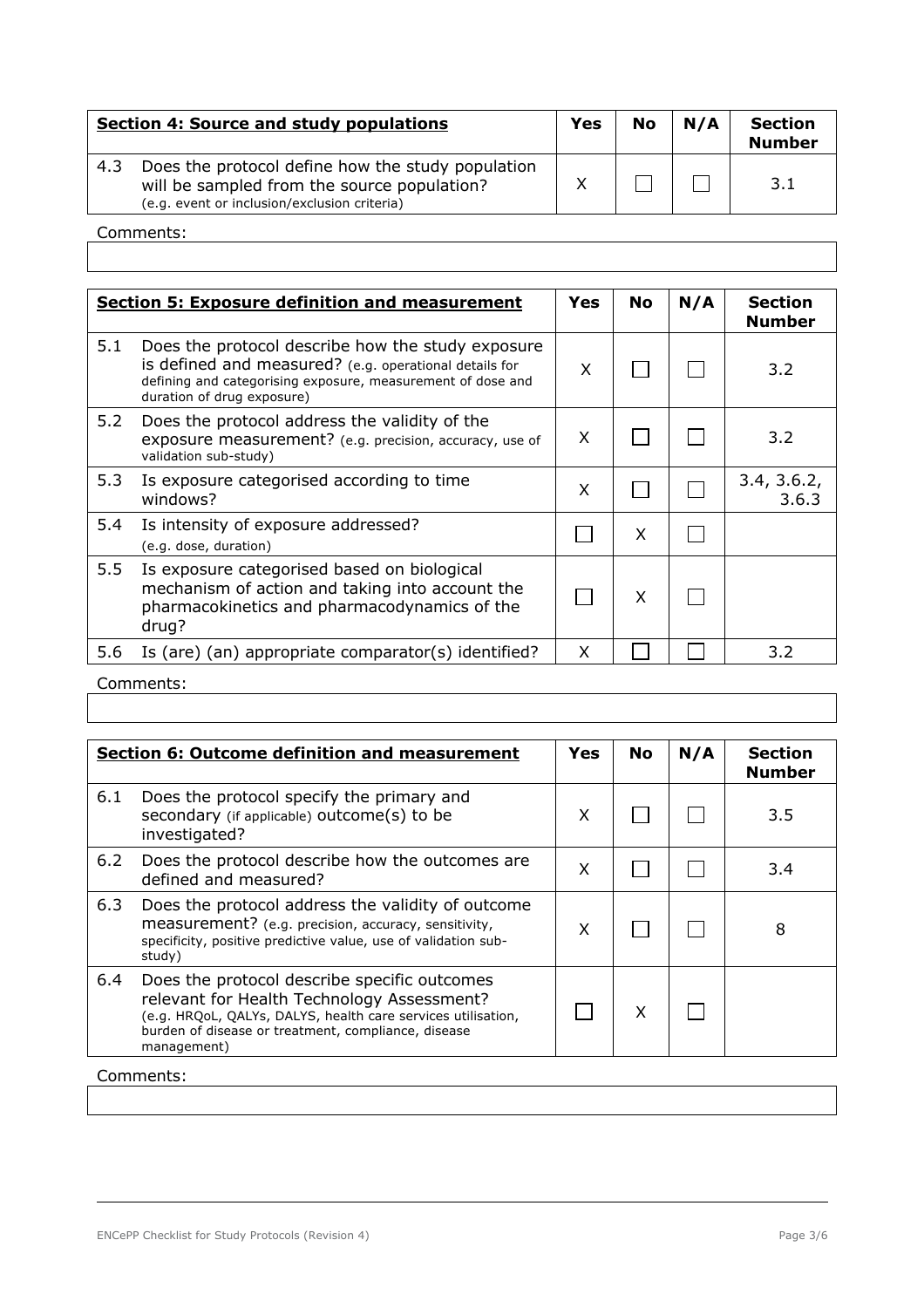| **Section 4: Source and study populations** | | **Yes** | **No** | **N/A** | **Section Number** |
|---|---|---|---|---|---|
| 4.3 | Does the protocol define how the study population will be sampled from the source population? (e.g. event or inclusion/exclusion criteria) | X | ☐ | ☐ | 3.1 |

Comments:

| **Section 5: Exposure definition and measurement** | | **Yes** | **No** | **N/A** | **Section Number** |
|---|---|---|---|---|---|
| 5.1 | Does the protocol describe how the study exposure is defined and measured? (e.g. operational details for defining and categorising exposure, measurement of dose and duration of drug exposure) | X | ☐ | ☐ | 3.2 |
| 5.2 | Does the protocol address the validity of the exposure measurement? (e.g. precision, accuracy, use of validation sub-study) | X | ☐ | ☐ | 3.2 |
| 5.3 | Is exposure categorised according to time windows? | X | ☐ | ☐ | 3.4, 3.6.2, 3.6.3 |
| 5.4 | Is intensity of exposure addressed? (e.g. dose, duration) | ☐ | X | ☐ | |
| 5.5 | Is exposure categorised based on biological mechanism of action and taking into account the pharmacokinetics and pharmacodynamics of the drug? | ☐ | X | ☐ | |
| 5.6 | Is (are) (an) appropriate comparator(s) identified? | X | ☐ | ☐ | 3.2 |

Comments:

| **Section 6: Outcome definition and measurement** | | **Yes** | **No** | **N/A** | **Section Number** |
|---|---|---|---|---|---|
| 6.1 | Does the protocol specify the primary and secondary (if applicable) outcome(s) to be investigated? | X | ☐ | ☐ | 3.5 |
| 6.2 | Does the protocol describe how the outcomes are defined and measured? | X | ☐ | ☐ | 3.4 |
| 6.3 | Does the protocol address the validity of outcome measurement? (e.g. precision, accuracy, sensitivity, specificity, positive predictive value, use of validation sub-study) | X | ☐ | ☐ | 8 |
| 6.4 | Does the protocol describe specific outcomes relevant for Health Technology Assessment? (e.g. HRQoL, QALYs, DALYS, health care services utilisation, burden of disease or treatment, compliance, disease management) | ☐ | X | ☐ | |

Comments: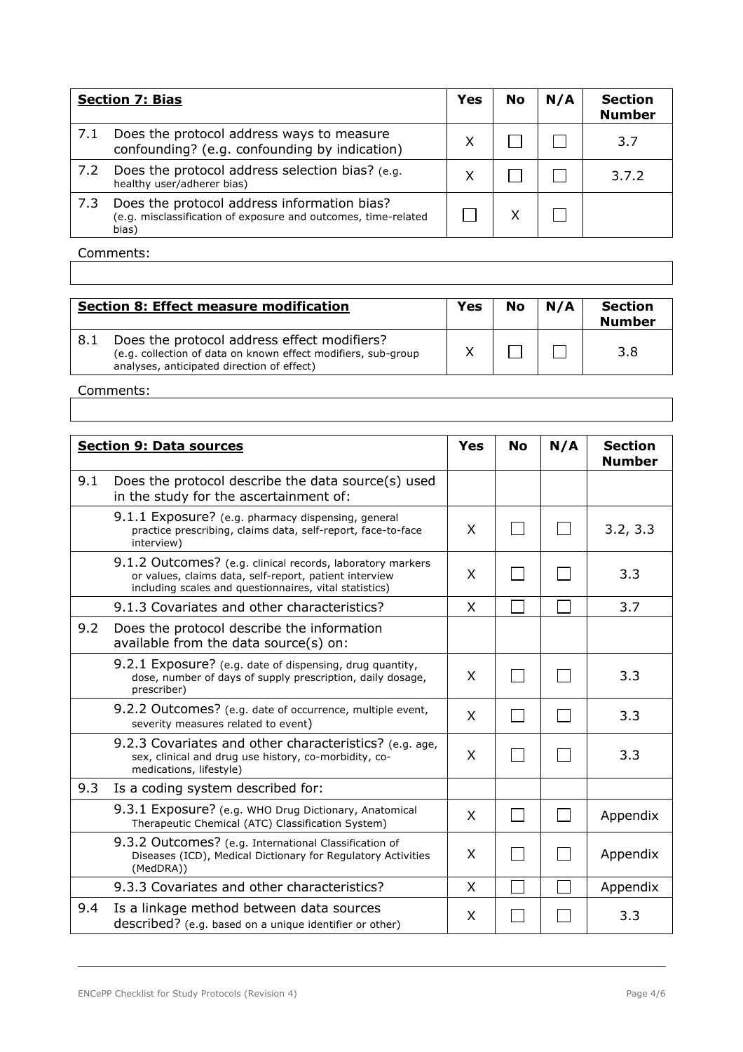| **Section 7: Bias** | **Yes** | **No** | **N/A** | **Section Number** |
|---|---|---|---|---|
| 7.1 Does the protocol address ways to measure confounding? (e.g. confounding by indication) | X | ☐ | ☐ | 3.7 |
| 7.2 Does the protocol address selection bias? (e.g. healthy user/adherer bias) | X | ☐ | ☐ | 3.7.2 |
| 7.3 Does the protocol address information bias? (e.g. misclassification of exposure and outcomes, time-related bias) | ☐ | X | ☐ | |

Comments:

| **Section 8: Effect measure modification** | **Yes** | **No** | **N/A** | **Section Number** |
|---|---|---|---|---|
| 8.1 Does the protocol address effect modifiers? (e.g. collection of data on known effect modifiers, sub-group analyses, anticipated direction of effect) | X | ☐ | ☐ | 3.8 |

Comments:

| **Section 9: Data sources** | **Yes** | **No** | **N/A** | **Section Number** |
|---|---|---|---|---|
| 9.1 Does the protocol describe the data source(s) used in the study for the ascertainment of: | | | | |
| 9.1.1 Exposure? (e.g. pharmacy dispensing, general practice prescribing, claims data, self-report, face-to-face interview) | X | ☐ | ☐ | 3.2, 3.3 |
| 9.1.2 Outcomes? (e.g. clinical records, laboratory markers or values, claims data, self-report, patient interview including scales and questionnaires, vital statistics) | X | ☐ | ☐ | 3.3 |
| 9.1.3 Covariates and other characteristics? | X | ☐ | ☐ | 3.7 |
| 9.2 Does the protocol describe the information available from the data source(s) on: | | | | |
| 9.2.1 Exposure? (e.g. date of dispensing, drug quantity, dose, number of days of supply prescription, daily dosage, prescriber) | X | ☐ | ☐ | 3.3 |
| 9.2.2 Outcomes? (e.g. date of occurrence, multiple event, severity measures related to event) | X | ☐ | ☐ | 3.3 |
| 9.2.3 Covariates and other characteristics? (e.g. age, sex, clinical and drug use history, co-morbidity, co-medications, lifestyle) | X | ☐ | ☐ | 3.3 |
| 9.3 Is a coding system described for: | | | | |
| 9.3.1 Exposure? (e.g. WHO Drug Dictionary, Anatomical Therapeutic Chemical (ATC) Classification System) | X | ☐ | ☐ | Appendix |
| 9.3.2 Outcomes? (e.g. International Classification of Diseases (ICD), Medical Dictionary for Regulatory Activities (MedDRA)) | X | ☐ | ☐ | Appendix |
| 9.3.3 Covariates and other characteristics? | X | ☐ | ☐ | Appendix |
| 9.4 Is a linkage method between data sources described? (e.g. based on a unique identifier or other) | X | ☐ | ☐ | 3.3 |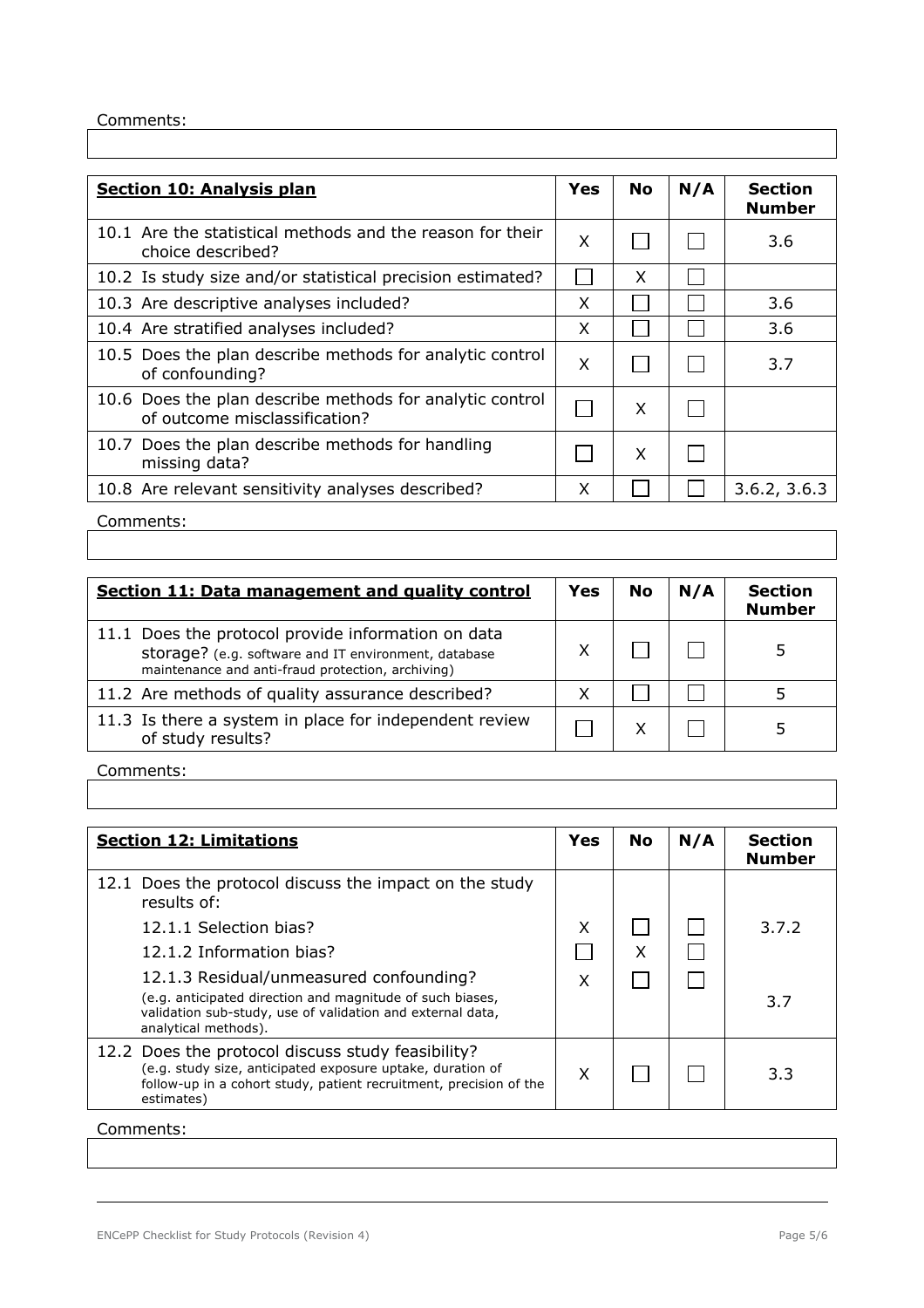Comments:

| **Section 10: Analysis plan** | **Yes** | **No** | **N/A** | **Section Number** |
|---|---|---|---|---|
| 10.1 Are the statistical methods and the reason for their choice described? | X | ☐ | ☐ | 3.6 |
| 10.2 Is study size and/or statistical precision estimated? | ☐ | X | ☐ | |
| 10.3 Are descriptive analyses included? | X | ☐ | ☐ | 3.6 |
| 10.4 Are stratified analyses included? | X | ☐ | ☐ | 3.6 |
| 10.5 Does the plan describe methods for analytic control of confounding? | X | ☐ | ☐ | 3.7 |
| 10.6 Does the plan describe methods for analytic control of outcome misclassification? | ☐ | X | ☐ | |
| 10.7 Does the plan describe methods for handling missing data? | ☐ | X | ☐ | |
| 10.8 Are relevant sensitivity analyses described? | X | ☐ | ☐ | 3.6.2, 3.6.3 |

Comments:

| **Section 11: Data management and quality control** | **Yes** | **No** | **N/A** | **Section Number** |
|---|---|---|---|---|
| 11.1 Does the protocol provide information on data storage? (e.g. software and IT environment, database maintenance and anti-fraud protection, archiving) | X | ☐ | ☐ | 5 |
| 11.2 Are methods of quality assurance described? | X | ☐ | ☐ | 5 |
| 11.3 Is there a system in place for independent review of study results? | ☐ | X | ☐ | 5 |

Comments:

| **Section 12: Limitations** | **Yes** | **No** | **N/A** | **Section Number** |
|---|---|---|---|---|
| 12.1 Does the protocol discuss the impact on the study results of: | | | | |
| 12.1.1 Selection bias? | X | ☐ | ☐ | 3.7.2 |
| 12.1.2 Information bias? | ☐ | X | ☐ | |
| 12.1.3 Residual/unmeasured confounding? (e.g. anticipated direction and magnitude of such biases, validation sub-study, use of validation and external data, analytical methods). | X | ☐ | ☐ | 3.7 |
| 12.2 Does the protocol discuss study feasibility? (e.g. study size, anticipated exposure uptake, duration of follow-up in a cohort study, patient recruitment, precision of the estimates) | X | ☐ | ☐ | 3.3 |

Comments: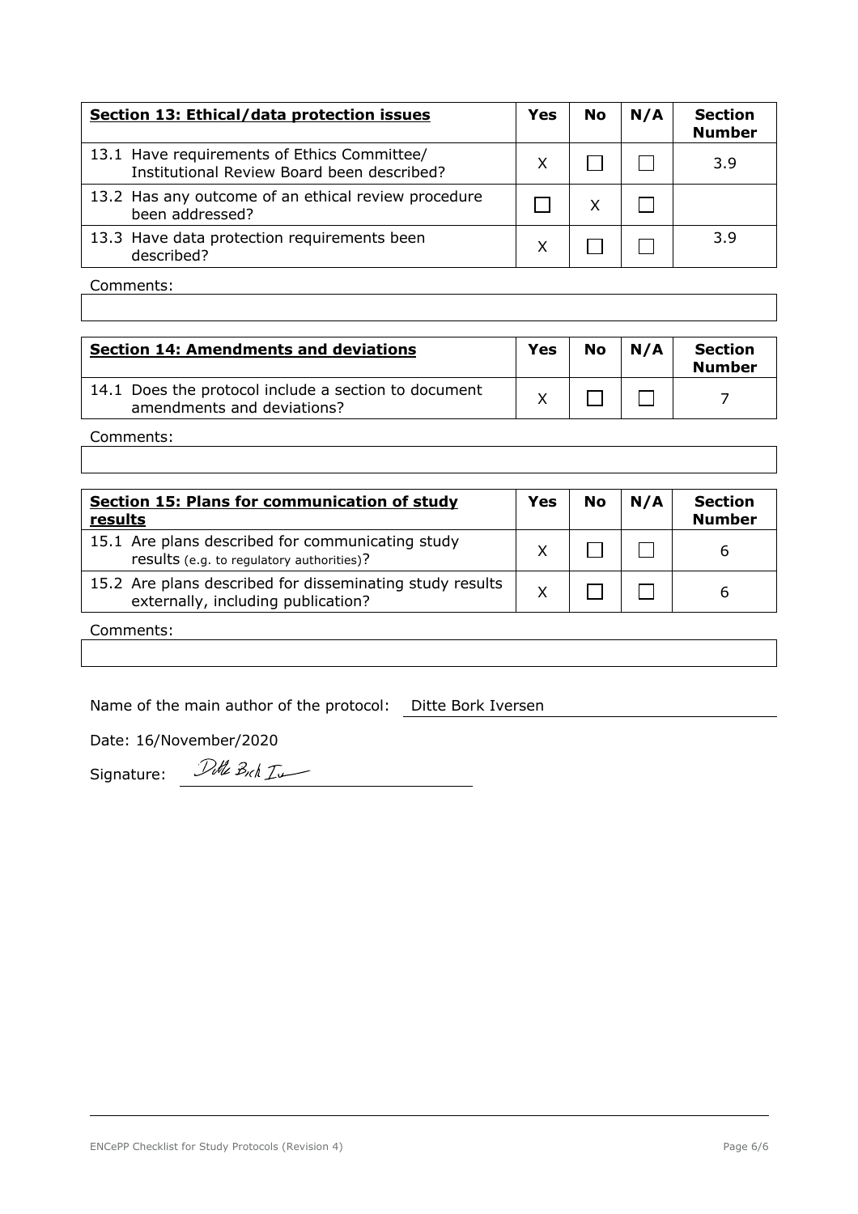| **Section 13: Ethical/data protection issues** | **Yes** | **No** | **N/A** | **Section Number** |
|---|---|---|---|---|
| 13.1 Have requirements of Ethics Committee/ Institutional Review Board been described? | X | ☐ | ☐ | 3.9 |
| 13.2 Has any outcome of an ethical review procedure been addressed? | ☐ | X | ☐ | |
| 13.3 Have data protection requirements been described? | X | ☐ | ☐ | 3.9 |

Comments:

| **Section 14: Amendments and deviations** | **Yes** | **No** | **N/A** | **Section Number** |
|---|---|---|---|---|
| 14.1 Does the protocol include a section to document amendments and deviations? | X | ☐ | ☐ | 7 |

Comments:

| **Section 15: Plans for communication of study results** | **Yes** | **No** | **N/A** | **Section Number** |
|---|---|---|---|---|
| 15.1 Are plans described for communicating study results (e.g. to regulatory authorities)? | X | ☐ | ☐ | 6 |
| 15.2 Are plans described for disseminating study results externally, including publication? | X | ☐ | ☐ | 6 |

Comments:

Name of the main author of the protocol: Ditte Bork Iversen

Date: 16/November/2020

Signature: Ditte Bork Iv